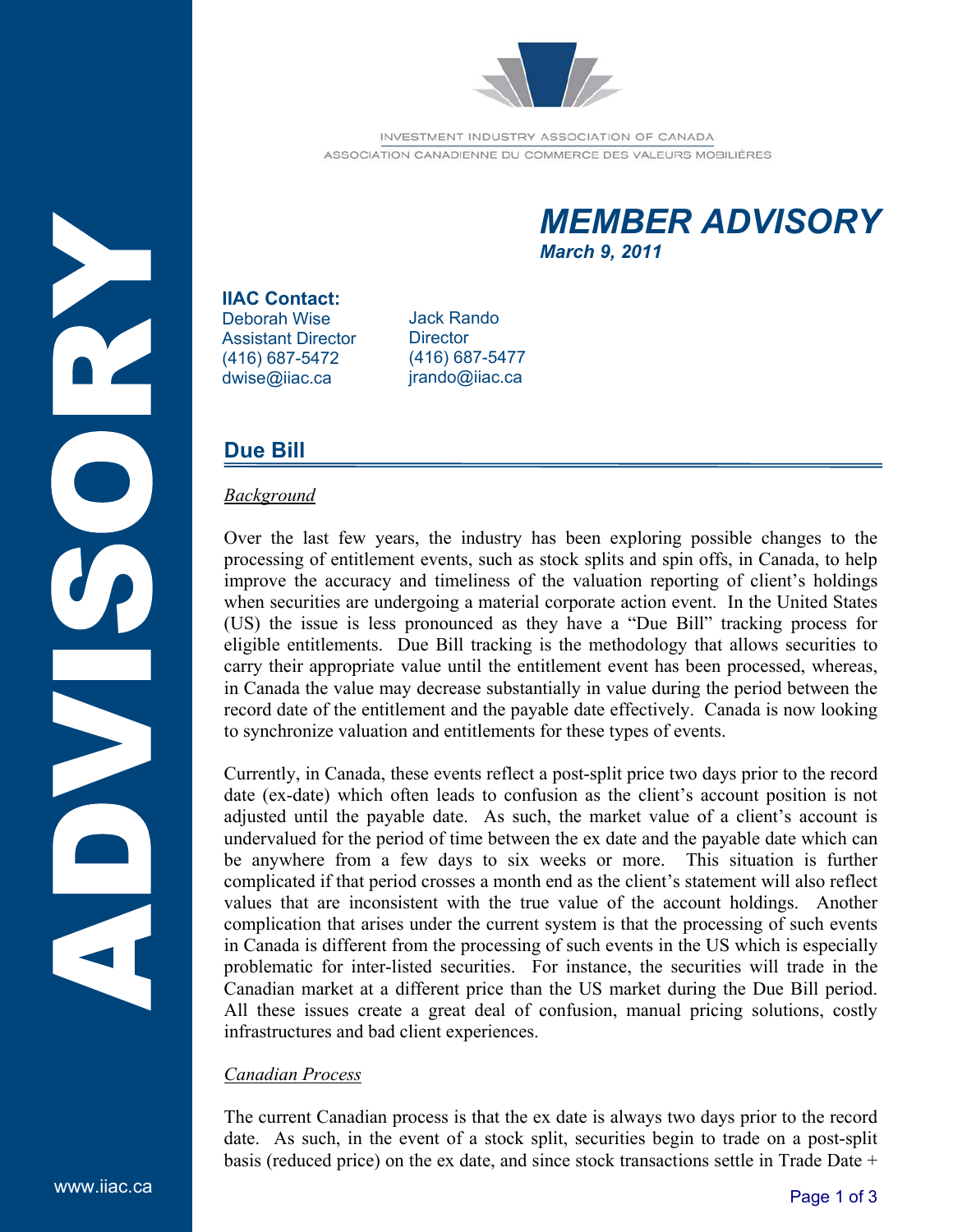INVESTMENT INDUSTRY ASSOCIATION OF CANADA
ASSOCIATION CANADIENNE DU COMMERCE DES VALEURS MOBILIÈRES

# *MEMBER ADVISORY*

***March 9, 2011***

**IIAC Contact:**

Deborah Wise
Assistant Director
(416) 687-5472
dwise@iiac.ca

Jack Rando
Director
(416) 687-5477
jrando@iiac.ca

## Due Bill

### *Background*

Over the last few years, the industry has been exploring possible changes to the processing of entitlement events, such as stock splits and spin offs, in Canada, to help improve the accuracy and timeliness of the valuation reporting of client's holdings when securities are undergoing a material corporate action event. In the United States (US) the issue is less pronounced as they have a "Due Bill" tracking process for eligible entitlements. Due Bill tracking is the methodology that allows securities to carry their appropriate value until the entitlement event has been processed, whereas, in Canada the value may decrease substantially in value during the period between the record date of the entitlement and the payable date effectively. Canada is now looking to synchronize valuation and entitlements for these types of events.

Currently, in Canada, these events reflect a post-split price two days prior to the record date (ex-date) which often leads to confusion as the client's account position is not adjusted until the payable date. As such, the market value of a client's account is undervalued for the period of time between the ex date and the payable date which can be anywhere from a few days to six weeks or more. This situation is further complicated if that period crosses a month end as the client's statement will also reflect values that are inconsistent with the true value of the account holdings. Another complication that arises under the current system is that the processing of such events in Canada is different from the processing of such events in the US which is especially problematic for inter-listed securities. For instance, the securities will trade in the Canadian market at a different price than the US market during the Due Bill period. All these issues create a great deal of confusion, manual pricing solutions, costly infrastructures and bad client experiences.

### *Canadian Process*

The current Canadian process is that the ex date is always two days prior to the record date. As such, in the event of a stock split, securities begin to trade on a post-split basis (reduced price) on the ex date, and since stock transactions settle in Trade Date +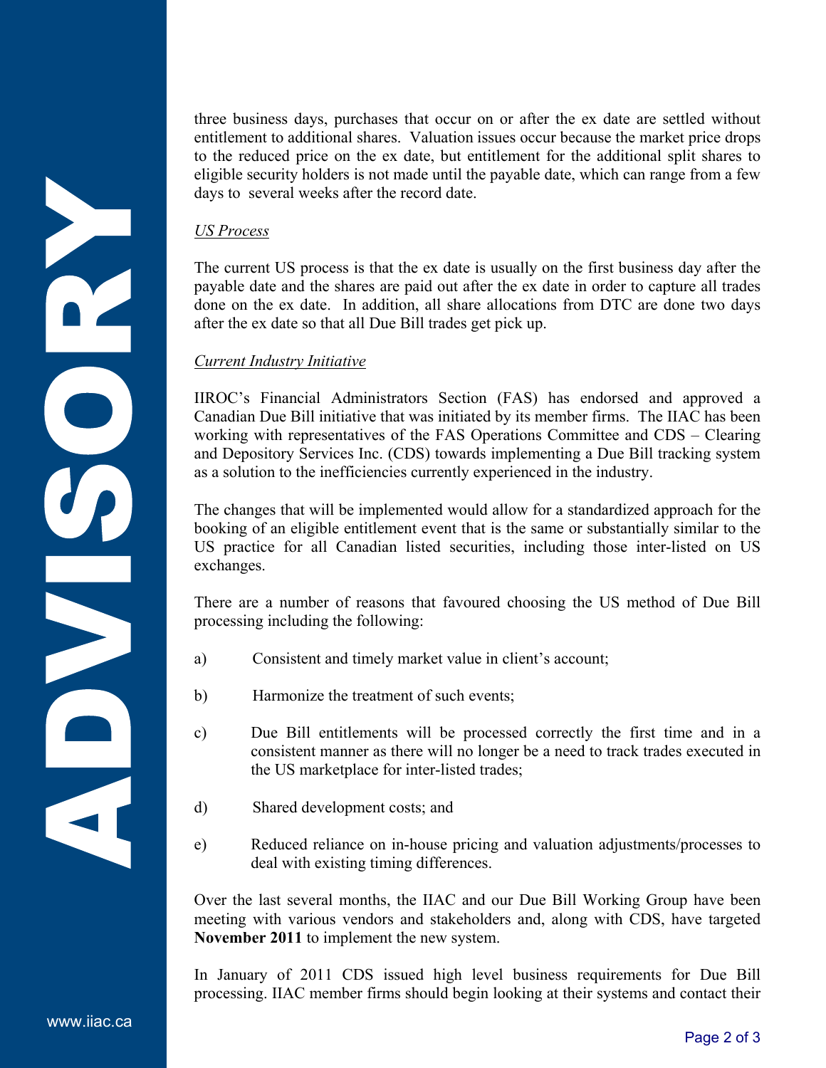three business days, purchases that occur on or after the ex date are settled without entitlement to additional shares. Valuation issues occur because the market price drops to the reduced price on the ex date, but entitlement for the additional split shares to eligible security holders is not made until the payable date, which can range from a few days to several weeks after the record date.

*US Process*

The current US process is that the ex date is usually on the first business day after the payable date and the shares are paid out after the ex date in order to capture all trades done on the ex date. In addition, all share allocations from DTC are done two days after the ex date so that all Due Bill trades get pick up.

*Current Industry Initiative*

IIROC's Financial Administrators Section (FAS) has endorsed and approved a Canadian Due Bill initiative that was initiated by its member firms. The IIAC has been working with representatives of the FAS Operations Committee and CDS – Clearing and Depository Services Inc. (CDS) towards implementing a Due Bill tracking system as a solution to the inefficiencies currently experienced in the industry.

The changes that will be implemented would allow for a standardized approach for the booking of an eligible entitlement event that is the same or substantially similar to the US practice for all Canadian listed securities, including those inter-listed on US exchanges.

There are a number of reasons that favoured choosing the US method of Due Bill processing including the following:

a) Consistent and timely market value in client's account;

b) Harmonize the treatment of such events;

c) Due Bill entitlements will be processed correctly the first time and in a consistent manner as there will no longer be a need to track trades executed in the US marketplace for inter-listed trades;

d) Shared development costs; and

e) Reduced reliance on in-house pricing and valuation adjustments/processes to deal with existing timing differences.

Over the last several months, the IIAC and our Due Bill Working Group have been meeting with various vendors and stakeholders and, along with CDS, have targeted **November 2011** to implement the new system.

In January of 2011 CDS issued high level business requirements for Due Bill processing. IIAC member firms should begin looking at their systems and contact their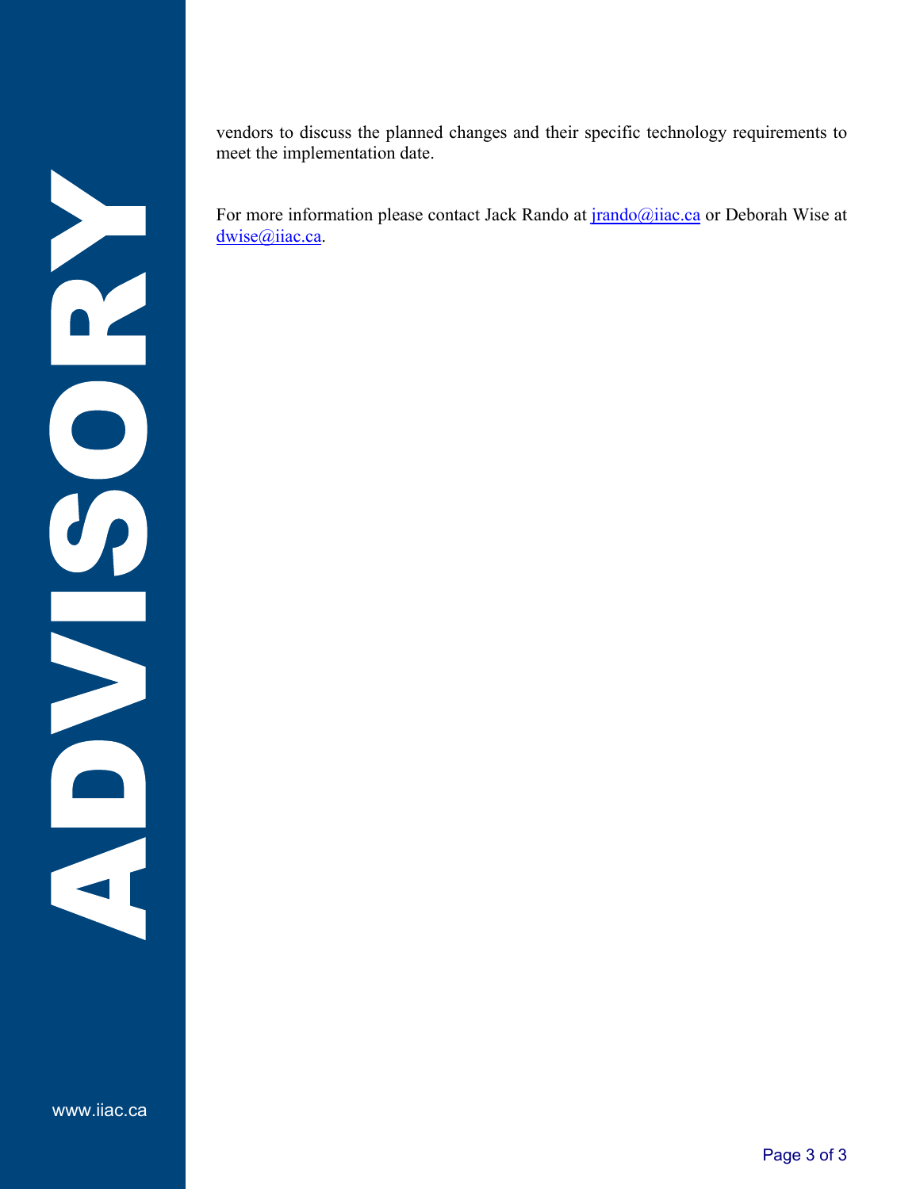vendors to discuss the planned changes and their specific technology requirements to meet the implementation date.

For more information please contact Jack Rando at jrando@iiac.ca or Deborah Wise at dwise@iiac.ca.